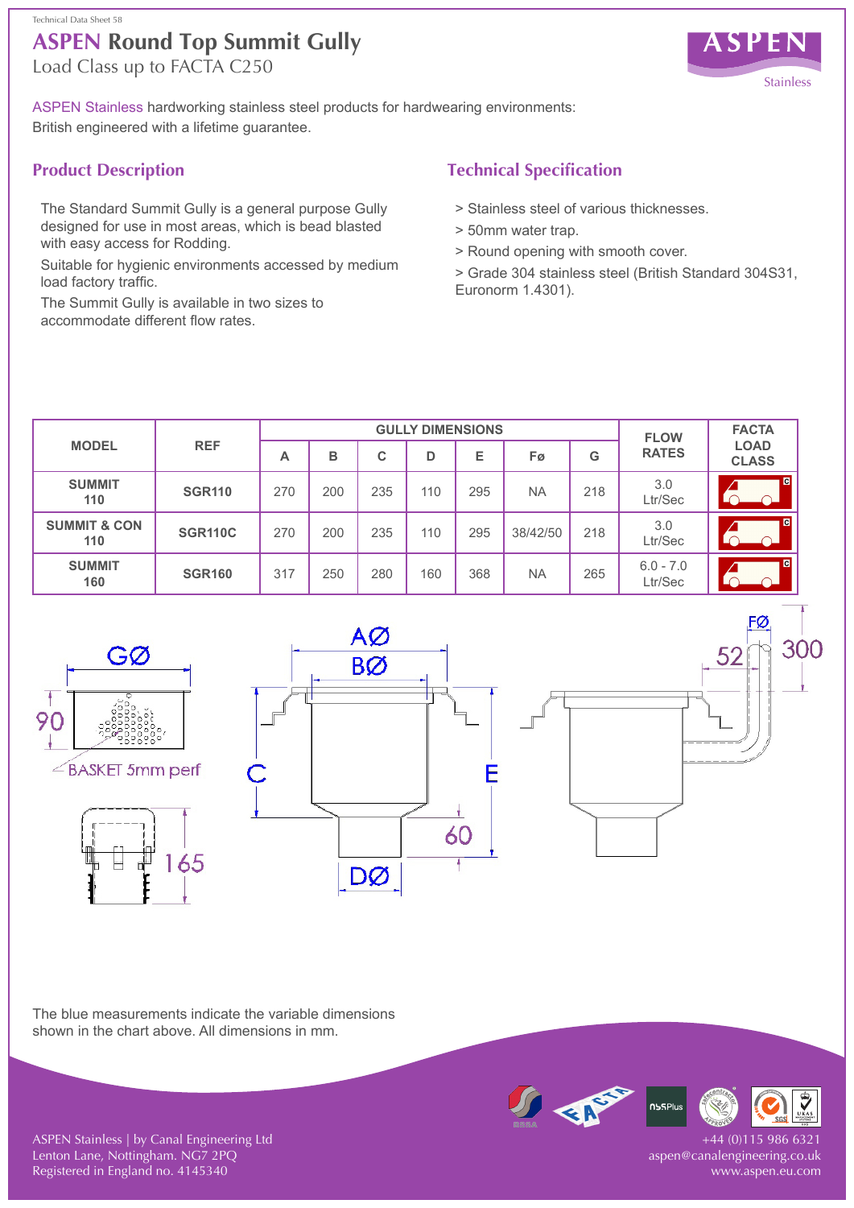Technical Data Sheet 58

# ASPEN Round Top Summit Gully

Load Class up to FACTA C250

ASPEN Stainless hardworking stainless steel products for hardwearing environments: British engineered with a lifetime guarantee.

## Product Description

The Standard Summit Gully is a general purpose Gully designed for use in most areas, which is bead blasted with easy access for Rodding.

Suitable for hygienic environments accessed by medium load factory traffic.

The Summit Gully is available in two sizes to accommodate different flow rates.

## Technical Specification

> Stainless steel of various thicknesses.

> 50mm water trap.

> Round opening with smooth cover.

> Grade 304 stainless steel (British Standard 304S31, Euronorm 1.4301).

| MODEL | REF | GULLY DIMENSIONS | | | | | | | FLOW RATES | FACTA LOAD CLASS |
|---|---|---|---|---|---|---|---|---|---|---|
| | | A | B | C | D | E | Fø | G | | |
| SUMMIT 110 | SGR110 | 270 | 200 | 235 | 110 | 295 | NA | 218 | 3.0 Ltr/Sec | C |
| SUMMIT & CON 110 | SGR110C | 270 | 200 | 235 | 110 | 295 | 38/42/50 | 218 | 3.0 Ltr/Sec | C |
| SUMMIT 160 | SGR160 | 317 | 250 | 280 | 160 | 368 | NA | 265 | 6.0 - 7.0 Ltr/Sec | C |

GØ 90 BASKET 5mm perf 165 AØ BØ C E 60 DØ FØ 52 300

The blue measurements indicate the variable dimensions shown in the chart above. All dimensions in mm.

ASPEN Stainless | by Canal Engineering Ltd
Lenton Lane, Nottingham. NG7 2PQ
Registered in England no. 4145340

+44 (0)115 986 6321
aspen@canalengineering.co.uk
www.aspen.eu.com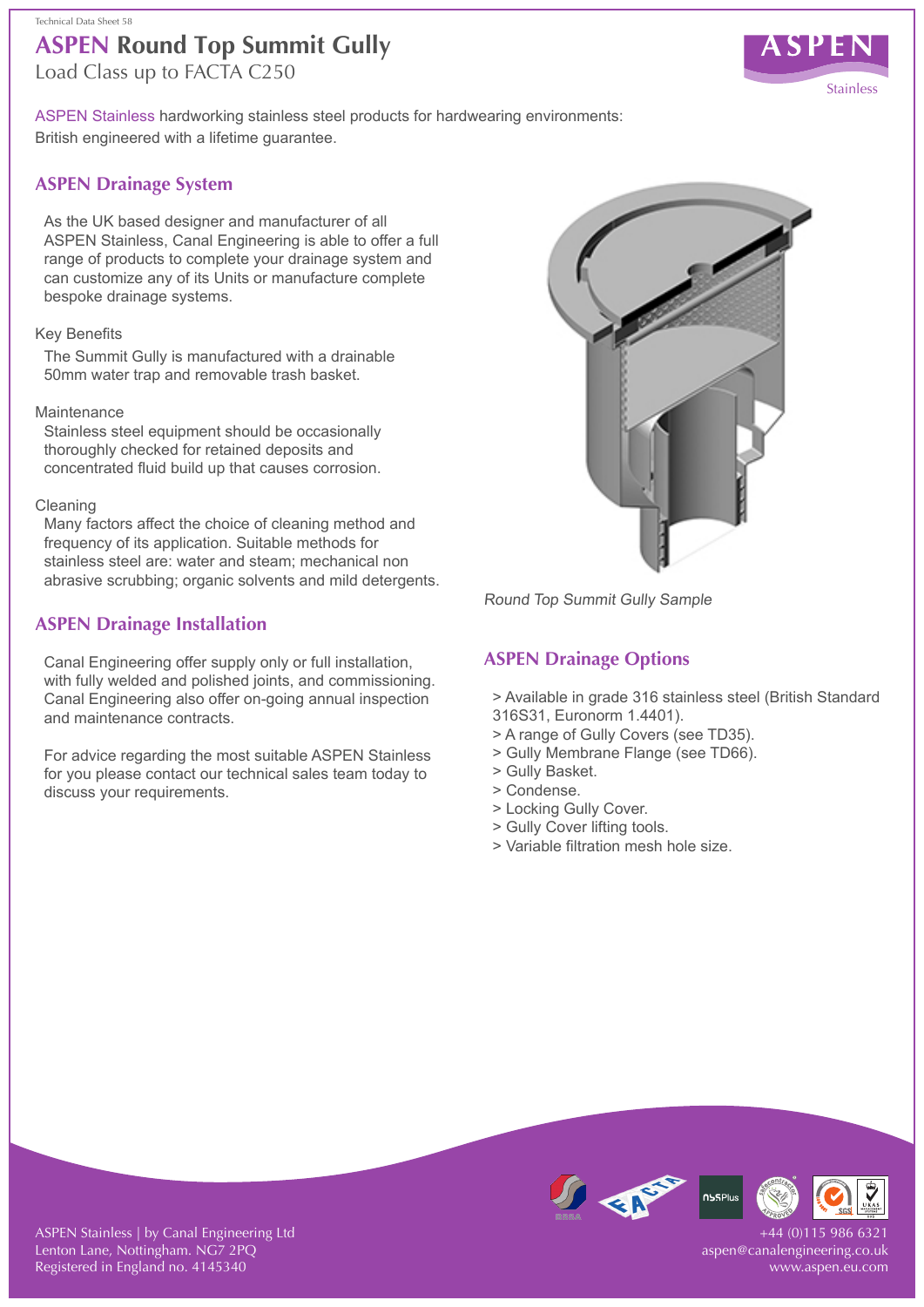Technical Data Sheet 58

# ASPEN Round Top Summit Gully

Load Class up to FACTA C250

ASPEN Stainless hardworking stainless steel products for hardwearing environments: British engineered with a lifetime guarantee.

## ASPEN Drainage System

As the UK based designer and manufacturer of all ASPEN Stainless, Canal Engineering is able to offer a full range of products to complete your drainage system and can customize any of its Units or manufacture complete bespoke drainage systems.

Key Benefits

The Summit Gully is manufactured with a drainable 50mm water trap and removable trash basket.

Maintenance

Stainless steel equipment should be occasionally thoroughly checked for retained deposits and concentrated fluid build up that causes corrosion.

Cleaning

Many factors affect the choice of cleaning method and frequency of its application. Suitable methods for stainless steel are: water and steam; mechanical non abrasive scrubbing; organic solvents and mild detergents.

*Round Top Summit Gully Sample*

## ASPEN Drainage Installation

Canal Engineering offer supply only or full installation, with fully welded and polished joints, and commissioning. Canal Engineering also offer on-going annual inspection and maintenance contracts.

For advice regarding the most suitable ASPEN Stainless for you please contact our technical sales team today to discuss your requirements.

## ASPEN Drainage Options

> Available in grade 316 stainless steel (British Standard 316S31, Euronorm 1.4401).
> A range of Gully Covers (see TD35).
> Gully Membrane Flange (see TD66).
> Gully Basket.
> Condense.
> Locking Gully Cover.
> Gully Cover lifting tools.
> Variable filtration mesh hole size.

ASPEN Stainless | by Canal Engineering Ltd
Lenton Lane, Nottingham. NG7 2PQ
Registered in England no. 4145340

+44 (0)115 986 6321
aspen@canalengineering.co.uk
www.aspen.eu.com